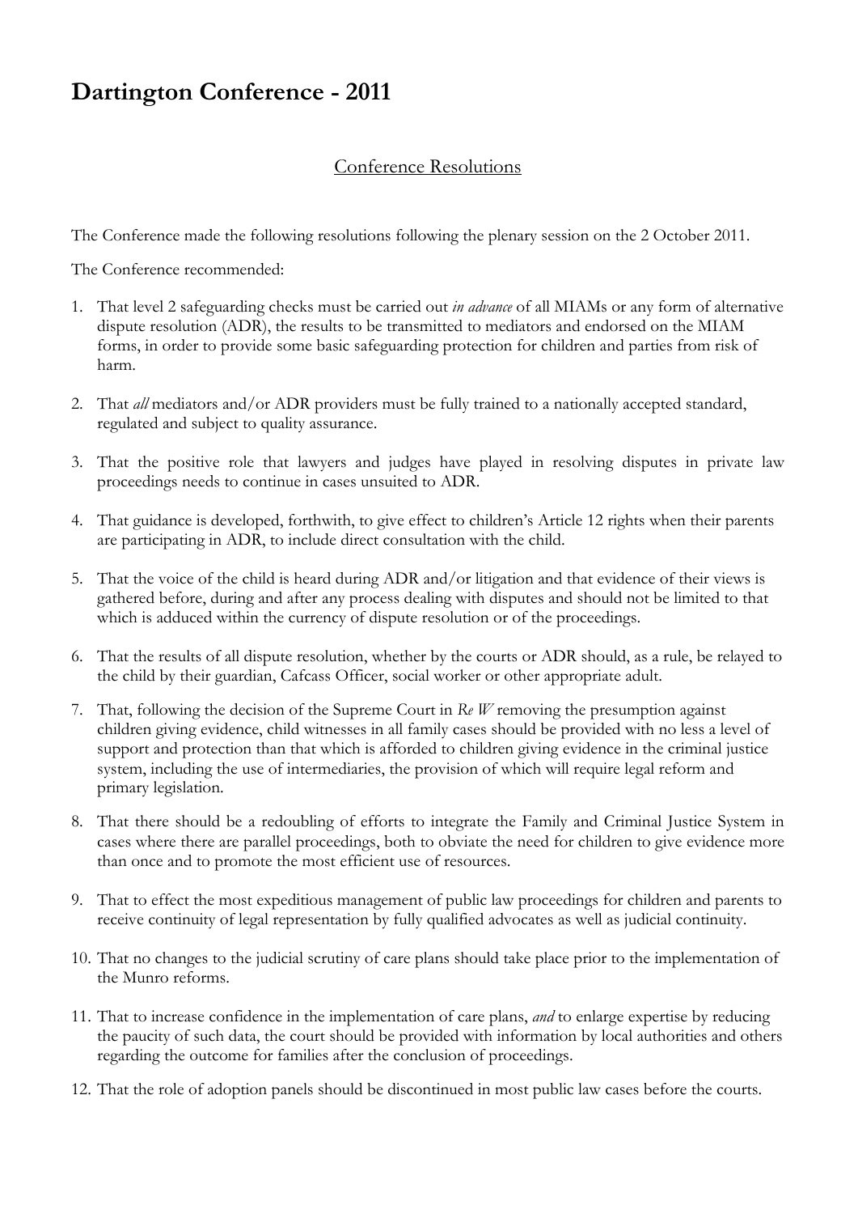# Dartington Conference - 2011

## Conference Resolutions

The Conference made the following resolutions following the plenary session on the 2 October 2011.

The Conference recommended:

1. That level 2 safeguarding checks must be carried out *in advance* of all MIAMs or any form of alternative dispute resolution (ADR), the results to be transmitted to mediators and endorsed on the MIAM forms, in order to provide some basic safeguarding protection for children and parties from risk of harm.

2. That *all* mediators and/or ADR providers must be fully trained to a nationally accepted standard, regulated and subject to quality assurance.

3. That the positive role that lawyers and judges have played in resolving disputes in private law proceedings needs to continue in cases unsuited to ADR.

4. That guidance is developed, forthwith, to give effect to children's Article 12 rights when their parents are participating in ADR, to include direct consultation with the child.

5. That the voice of the child is heard during ADR and/or litigation and that evidence of their views is gathered before, during and after any process dealing with disputes and should not be limited to that which is adduced within the currency of dispute resolution or of the proceedings.

6. That the results of all dispute resolution, whether by the courts or ADR should, as a rule, be relayed to the child by their guardian, Cafcass Officer, social worker or other appropriate adult.

7. That, following the decision of the Supreme Court in *Re W* removing the presumption against children giving evidence, child witnesses in all family cases should be provided with no less a level of support and protection than that which is afforded to children giving evidence in the criminal justice system, including the use of intermediaries, the provision of which will require legal reform and primary legislation.

8. That there should be a redoubling of efforts to integrate the Family and Criminal Justice System in cases where there are parallel proceedings, both to obviate the need for children to give evidence more than once and to promote the most efficient use of resources.

9. That to effect the most expeditious management of public law proceedings for children and parents to receive continuity of legal representation by fully qualified advocates as well as judicial continuity.

10. That no changes to the judicial scrutiny of care plans should take place prior to the implementation of the Munro reforms.

11. That to increase confidence in the implementation of care plans, *and* to enlarge expertise by reducing the paucity of such data, the court should be provided with information by local authorities and others regarding the outcome for families after the conclusion of proceedings.

12. That the role of adoption panels should be discontinued in most public law cases before the courts.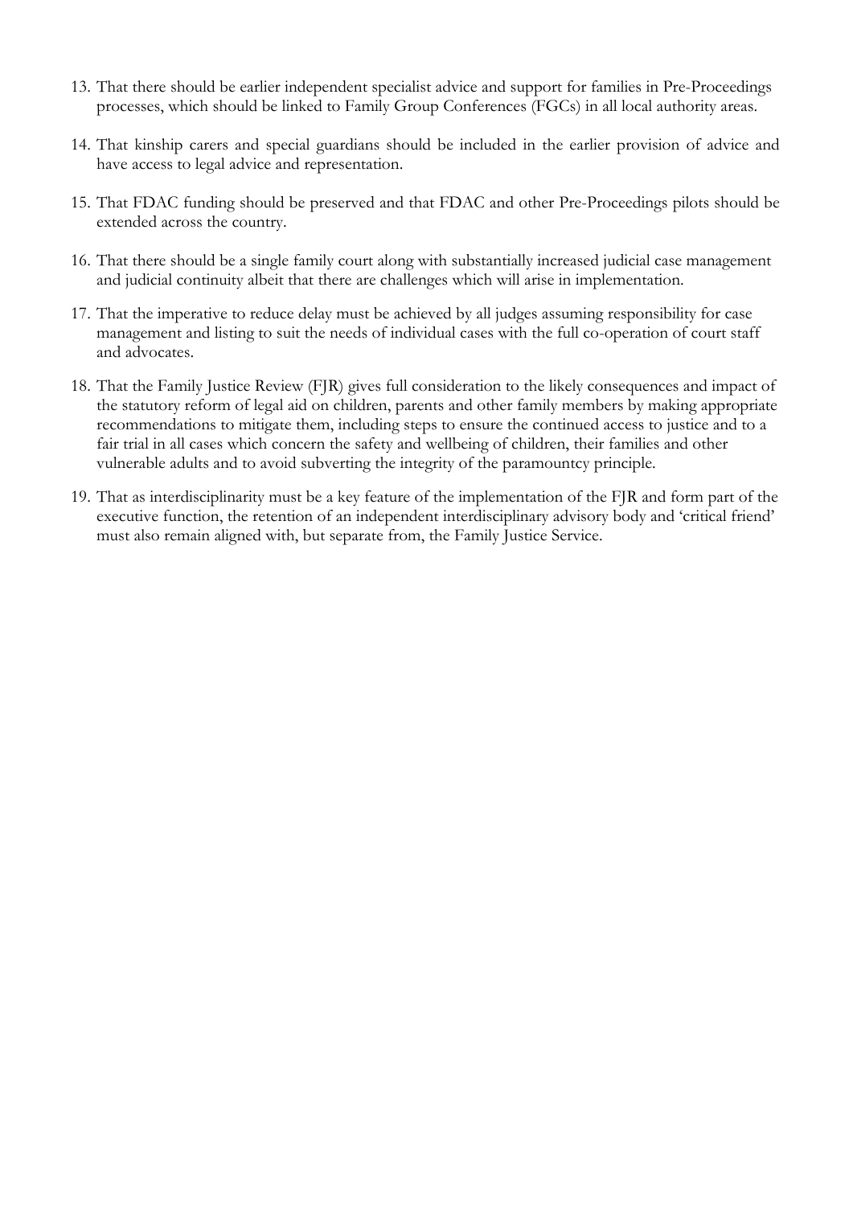13. That there should be earlier independent specialist advice and support for families in Pre-Proceedings processes, which should be linked to Family Group Conferences (FGCs) in all local authority areas.

14. That kinship carers and special guardians should be included in the earlier provision of advice and have access to legal advice and representation.

15. That FDAC funding should be preserved and that FDAC and other Pre-Proceedings pilots should be extended across the country.

16. That there should be a single family court along with substantially increased judicial case management and judicial continuity albeit that there are challenges which will arise in implementation.

17. That the imperative to reduce delay must be achieved by all judges assuming responsibility for case management and listing to suit the needs of individual cases with the full co-operation of court staff and advocates.

18. That the Family Justice Review (FJR) gives full consideration to the likely consequences and impact of the statutory reform of legal aid on children, parents and other family members by making appropriate recommendations to mitigate them, including steps to ensure the continued access to justice and to a fair trial in all cases which concern the safety and wellbeing of children, their families and other vulnerable adults and to avoid subverting the integrity of the paramountcy principle.

19. That as interdisciplinarity must be a key feature of the implementation of the FJR and form part of the executive function, the retention of an independent interdisciplinary advisory body and 'critical friend' must also remain aligned with, but separate from, the Family Justice Service.